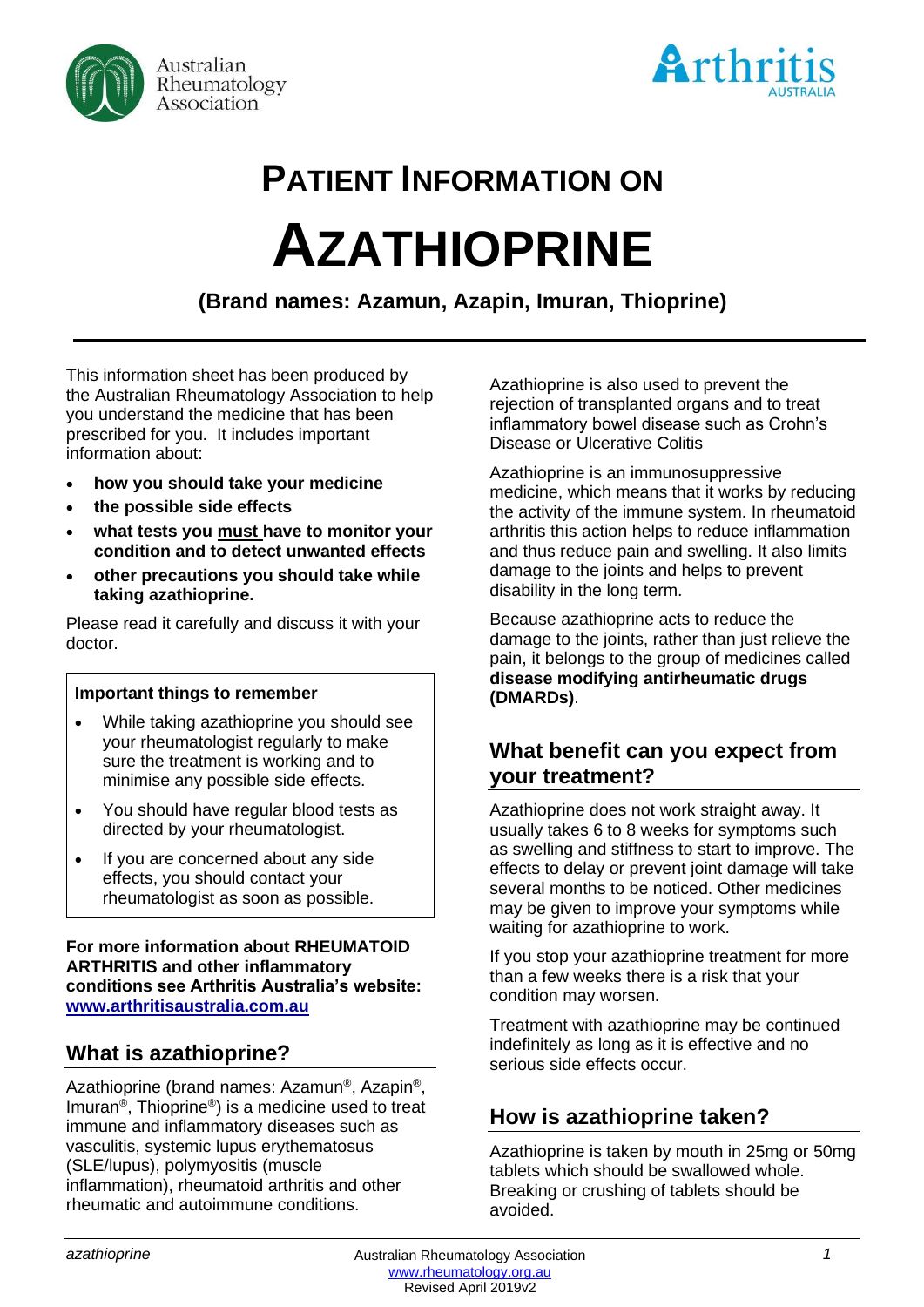Australian Rheumatology Association

Arthritis AUSTRALIA

# PATIENT INFORMATION ON

# AZATHIOPRINE

**(Brand names: Azamun, Azapin, Imuran, Thioprine)**

This information sheet has been produced by the Australian Rheumatology Association to help you understand the medicine that has been prescribed for you. It includes important information about:

- **how you should take your medicine**
- **the possible side effects**
- **what tests you must have to monitor your condition and to detect unwanted effects**
- **other precautions you should take while taking azathioprine.**

Please read it carefully and discuss it with your doctor.

> **Important things to remember**
>
> - While taking azathioprine you should see your rheumatologist regularly to make sure the treatment is working and to minimise any possible side effects.
> - You should have regular blood tests as directed by your rheumatologist.
> - If you are concerned about any side effects, you should contact your rheumatologist as soon as possible.

**For more information about RHEUMATOID ARTHRITIS and other inflammatory conditions see Arthritis Australia's website: [www.arthritisaustralia.com.au](http://www.arthritisaustralia.com.au)**

## What is azathioprine?

Azathioprine (brand names: Azamun®, Azapin®, Imuran®, Thioprine®) is a medicine used to treat immune and inflammatory diseases such as vasculitis, systemic lupus erythematosus (SLE/lupus), polymyositis (muscle inflammation), rheumatoid arthritis and other rheumatic and autoimmune conditions.

Azathioprine is also used to prevent the rejection of transplanted organs and to treat inflammatory bowel disease such as Crohn's Disease or Ulcerative Colitis

Azathioprine is an immunosuppressive medicine, which means that it works by reducing the activity of the immune system. In rheumatoid arthritis this action helps to reduce inflammation and thus reduce pain and swelling. It also limits damage to the joints and helps to prevent disability in the long term.

Because azathioprine acts to reduce the damage to the joints, rather than just relieve the pain, it belongs to the group of medicines called **disease modifying antirheumatic drugs (DMARDs)**.

## What benefit can you expect from your treatment?

Azathioprine does not work straight away. It usually takes 6 to 8 weeks for symptoms such as swelling and stiffness to start to improve. The effects to delay or prevent joint damage will take several months to be noticed. Other medicines may be given to improve your symptoms while waiting for azathioprine to work.

If you stop your azathioprine treatment for more than a few weeks there is a risk that your condition may worsen.

Treatment with azathioprine may be continued indefinitely as long as it is effective and no serious side effects occur.

## How is azathioprine taken?

Azathioprine is taken by mouth in 25mg or 50mg tablets which should be swallowed whole. Breaking or crushing of tablets should be avoided.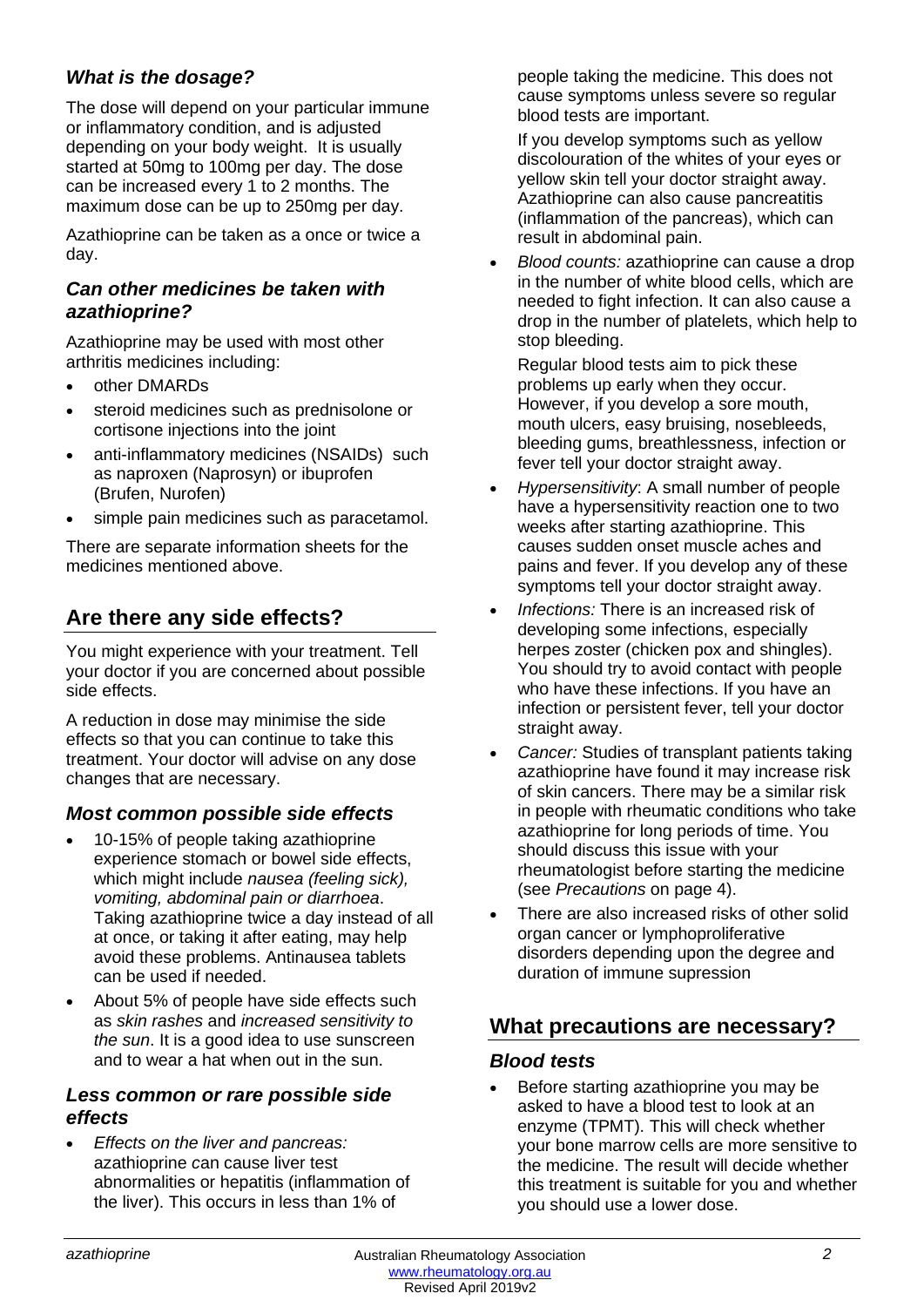### *What is the dosage?*

The dose will depend on your particular immune or inflammatory condition, and is adjusted depending on your body weight. It is usually started at 50mg to 100mg per day. The dose can be increased every 1 to 2 months. The maximum dose can be up to 250mg per day.

Azathioprine can be taken as a once or twice a day.

### *Can other medicines be taken with azathioprine?*

Azathioprine may be used with most other arthritis medicines including:

- other DMARDs
- steroid medicines such as prednisolone or cortisone injections into the joint
- anti-inflammatory medicines (NSAIDs) such as naproxen (Naprosyn) or ibuprofen (Brufen, Nurofen)
- simple pain medicines such as paracetamol.

There are separate information sheets for the medicines mentioned above.

## Are there any side effects?

You might experience with your treatment. Tell your doctor if you are concerned about possible side effects.

A reduction in dose may minimise the side effects so that you can continue to take this treatment. Your doctor will advise on any dose changes that are necessary.

### *Most common possible side effects*

- 10-15% of people taking azathioprine experience stomach or bowel side effects, which might include *nausea (feeling sick), vomiting, abdominal pain or diarrhoea*. Taking azathioprine twice a day instead of all at once, or taking it after eating, may help avoid these problems. Antinausea tablets can be used if needed.
- About 5% of people have side effects such as *skin rashes* and *increased sensitivity to the sun*. It is a good idea to use sunscreen and to wear a hat when out in the sun.

### *Less common or rare possible side effects*

- *Effects on the liver and pancreas:* azathioprine can cause liver test abnormalities or hepatitis (inflammation of the liver). This occurs in less than 1% of people taking the medicine. This does not cause symptoms unless severe so regular blood tests are important.

  If you develop symptoms such as yellow discolouration of the whites of your eyes or yellow skin tell your doctor straight away. Azathioprine can also cause pancreatitis (inflammation of the pancreas), which can result in abdominal pain.
- *Blood counts:* azathioprine can cause a drop in the number of white blood cells, which are needed to fight infection. It can also cause a drop in the number of platelets, which help to stop bleeding.

  Regular blood tests aim to pick these problems up early when they occur. However, if you develop a sore mouth, mouth ulcers, easy bruising, nosebleeds, bleeding gums, breathlessness, infection or fever tell your doctor straight away.
- *Hypersensitivity*: A small number of people have a hypersensitivity reaction one to two weeks after starting azathioprine. This causes sudden onset muscle aches and pains and fever. If you develop any of these symptoms tell your doctor straight away.
- *Infections:* There is an increased risk of developing some infections, especially herpes zoster (chicken pox and shingles). You should try to avoid contact with people who have these infections. If you have an infection or persistent fever, tell your doctor straight away.
- *Cancer:* Studies of transplant patients taking azathioprine have found it may increase risk of skin cancers. There may be a similar risk in people with rheumatic conditions who take azathioprine for long periods of time. You should discuss this issue with your rheumatologist before starting the medicine (see *Precautions* on page 4).
- There are also increased risks of other solid organ cancer or lymphoproliferative disorders depending upon the degree and duration of immune supression

## What precautions are necessary?

### *Blood tests*

- Before starting azathioprine you may be asked to have a blood test to look at an enzyme (TPMT). This will check whether your bone marrow cells are more sensitive to the medicine. The result will decide whether this treatment is suitable for you and whether you should use a lower dose.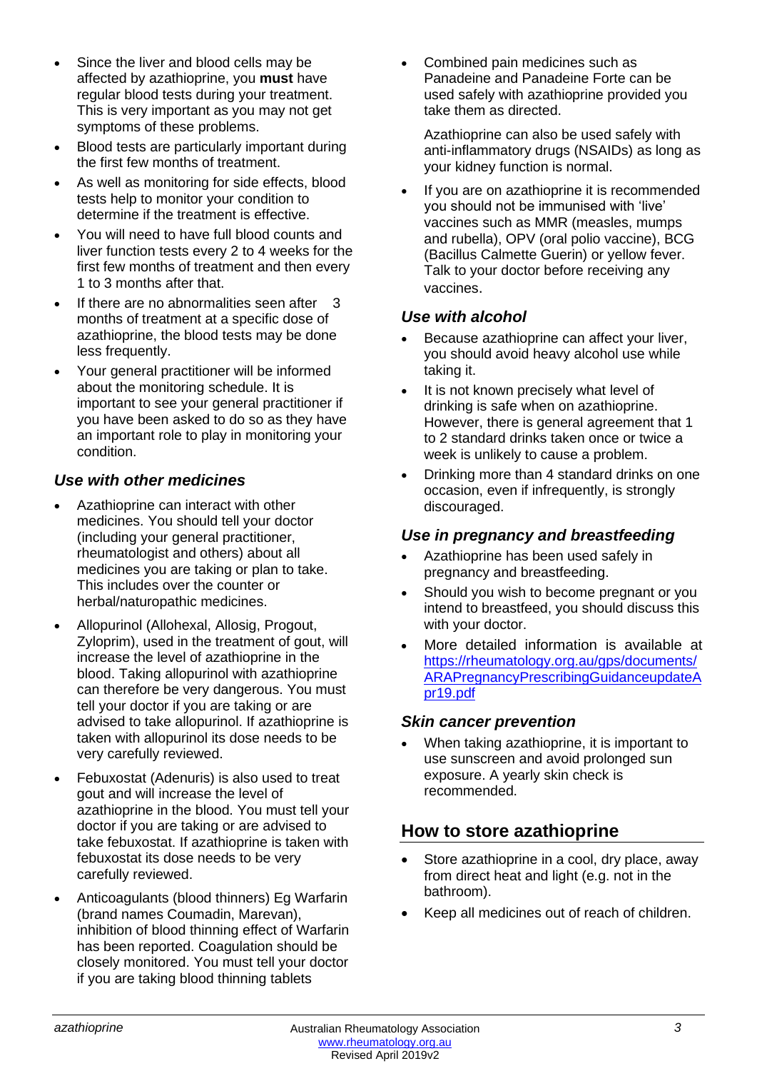- Since the liver and blood cells may be affected by azathioprine, you **must** have regular blood tests during your treatment. This is very important as you may not get symptoms of these problems.
- Blood tests are particularly important during the first few months of treatment.
- As well as monitoring for side effects, blood tests help to monitor your condition to determine if the treatment is effective.
- You will need to have full blood counts and liver function tests every 2 to 4 weeks for the first few months of treatment and then every 1 to 3 months after that.
- If there are no abnormalities seen after 3 months of treatment at a specific dose of azathioprine, the blood tests may be done less frequently.
- Your general practitioner will be informed about the monitoring schedule. It is important to see your general practitioner if you have been asked to do so as they have an important role to play in monitoring your condition.

### *Use with other medicines*

- Azathioprine can interact with other medicines. You should tell your doctor (including your general practitioner, rheumatologist and others) about all medicines you are taking or plan to take. This includes over the counter or herbal/naturopathic medicines.
- Allopurinol (Allohexal, Allosig, Progout, Zyloprim), used in the treatment of gout, will increase the level of azathioprine in the blood. Taking allopurinol with azathioprine can therefore be very dangerous. You must tell your doctor if you are taking or are advised to take allopurinol. If azathioprine is taken with allopurinol its dose needs to be very carefully reviewed.
- Febuxostat (Adenuris) is also used to treat gout and will increase the level of azathioprine in the blood. You must tell your doctor if you are taking or are advised to take febuxostat. If azathioprine is taken with febuxostat its dose needs to be very carefully reviewed.
- Anticoagulants (blood thinners) Eg Warfarin (brand names Coumadin, Marevan), inhibition of blood thinning effect of Warfarin has been reported. Coagulation should be closely monitored. You must tell your doctor if you are taking blood thinning tablets
- Combined pain medicines such as Panadeine and Panadeine Forte can be used safely with azathioprine provided you take them as directed.

  Azathioprine can also be used safely with anti-inflammatory drugs (NSAIDs) as long as your kidney function is normal.
- If you are on azathioprine it is recommended you should not be immunised with 'live' vaccines such as MMR (measles, mumps and rubella), OPV (oral polio vaccine), BCG (Bacillus Calmette Guerin) or yellow fever. Talk to your doctor before receiving any vaccines.

### *Use with alcohol*

- Because azathioprine can affect your liver, you should avoid heavy alcohol use while taking it.
- It is not known precisely what level of drinking is safe when on azathioprine. However, there is general agreement that 1 to 2 standard drinks taken once or twice a week is unlikely to cause a problem.
- Drinking more than 4 standard drinks on one occasion, even if infrequently, is strongly discouraged.

### *Use in pregnancy and breastfeeding*

- Azathioprine has been used safely in pregnancy and breastfeeding.
- Should you wish to become pregnant or you intend to breastfeed, you should discuss this with your doctor.
- More detailed information is available at https://rheumatology.org.au/gps/documents/ARAPregnancyPrescribingGuidanceupdateApr19.pdf

### *Skin cancer prevention*

- When taking azathioprine, it is important to use sunscreen and avoid prolonged sun exposure. A yearly skin check is recommended.

## How to store azathioprine

- Store azathioprine in a cool, dry place, away from direct heat and light (e.g. not in the bathroom).
- Keep all medicines out of reach of children.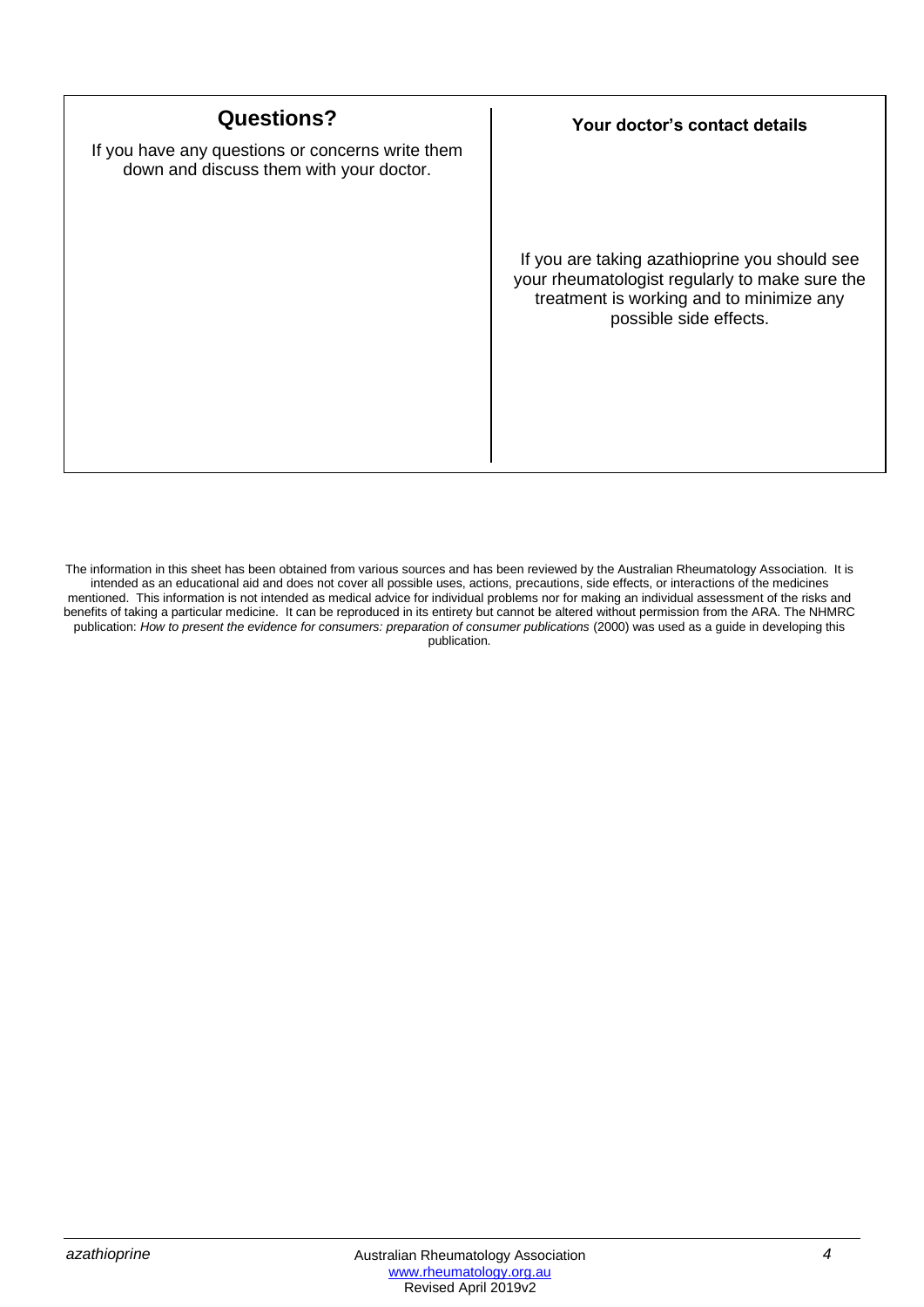## Questions?

If you have any questions or concerns write them down and discuss them with your doctor.

**Your doctor's contact details**

If you are taking azathioprine you should see your rheumatologist regularly to make sure the treatment is working and to minimize any possible side effects.

The information in this sheet has been obtained from various sources and has been reviewed by the Australian Rheumatology Association. It is intended as an educational aid and does not cover all possible uses, actions, precautions, side effects, or interactions of the medicines mentioned. This information is not intended as medical advice for individual problems nor for making an individual assessment of the risks and benefits of taking a particular medicine. It can be reproduced in its entirety but cannot be altered without permission from the ARA. The NHMRC publication: *How to present the evidence for consumers: preparation of consumer publications* (2000) was used as a guide in developing this publication.